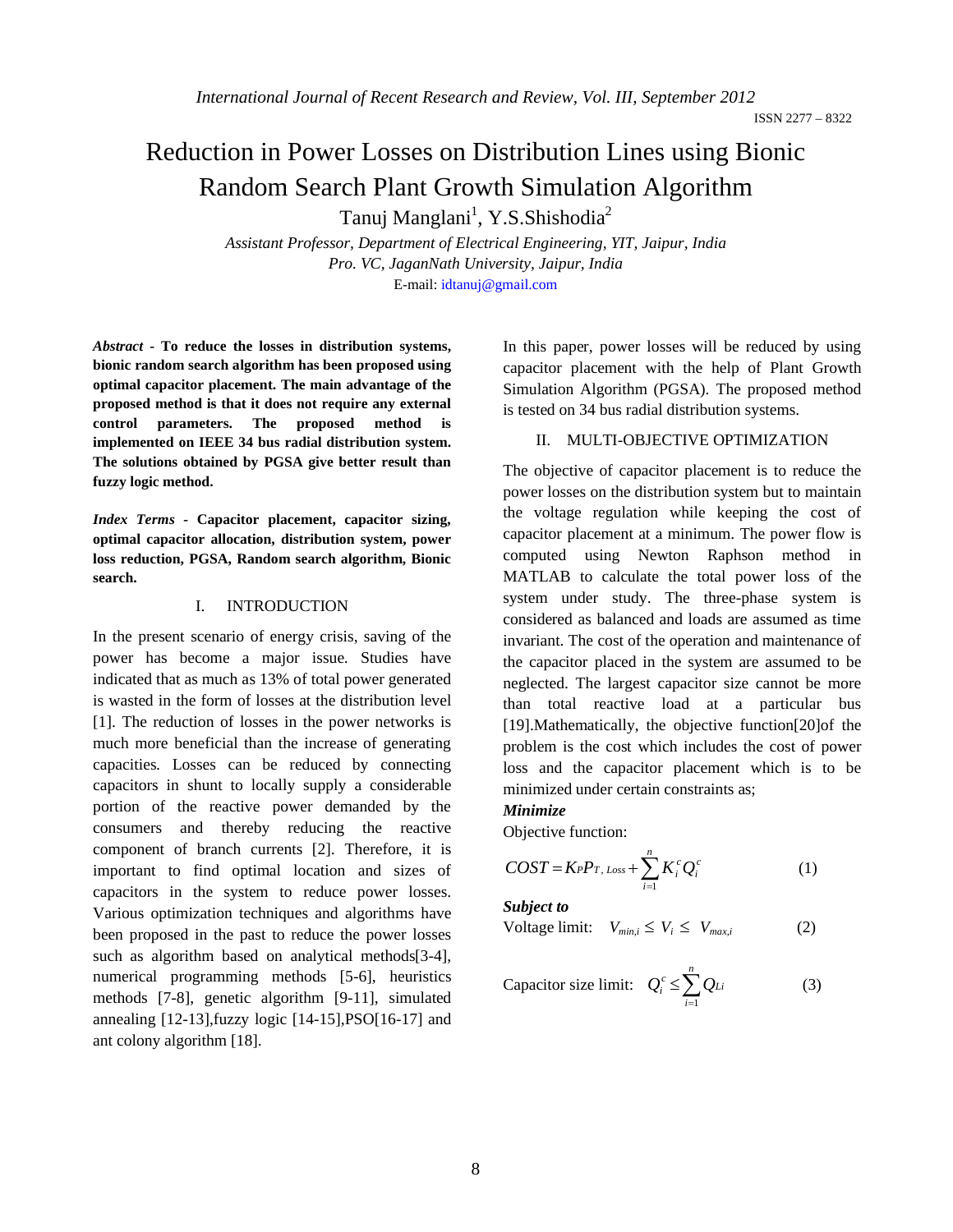# Reduction in Power Losses on Distribution Lines using Bionic Random Search Plant Growth Simulation Algorithm

Tanuj Manglani[1], Y.S.Shishodia[2]

*Assistant Professor, Department of Electrical Engineering, YIT, Jaipur, India*
*Pro. VC, JaganNath University, Jaipur, India*
E-mail: idtanuj@gmail.com

***Abstract* - To reduce the losses in distribution systems, bionic random search algorithm has been proposed using optimal capacitor placement. The main advantage of the proposed method is that it does not require any external control parameters. The proposed method is implemented on IEEE 34 bus radial distribution system. The solutions obtained by PGSA give better result than fuzzy logic method.**

***Index Terms* - Capacitor placement, capacitor sizing, optimal capacitor allocation, distribution system, power loss reduction, PGSA, Random search algorithm, Bionic search.**

## I. INTRODUCTION

In the present scenario of energy crisis, saving of the power has become a major issue. Studies have indicated that as much as 13% of total power generated is wasted in the form of losses at the distribution level [1]. The reduction of losses in the power networks is much more beneficial than the increase of generating capacities. Losses can be reduced by connecting capacitors in shunt to locally supply a considerable portion of the reactive power demanded by the consumers and thereby reducing the reactive component of branch currents [2]. Therefore, it is important to find optimal location and sizes of capacitors in the system to reduce power losses. Various optimization techniques and algorithms have been proposed in the past to reduce the power losses such as algorithm based on analytical methods[3-4], numerical programming methods [5-6], heuristics methods [7-8], genetic algorithm [9-11], simulated annealing [12-13],fuzzy logic [14-15],PSO[16-17] and ant colony algorithm [18].

In this paper, power losses will be reduced by using capacitor placement with the help of Plant Growth Simulation Algorithm (PGSA). The proposed method is tested on 34 bus radial distribution systems.

## II. MULTI-OBJECTIVE OPTIMIZATION

The objective of capacitor placement is to reduce the power losses on the distribution system but to maintain the voltage regulation while keeping the cost of capacitor placement at a minimum. The power flow is computed using Newton Raphson method in MATLAB to calculate the total power loss of the system under study. The three-phase system is considered as balanced and loads are assumed as time invariant. The cost of the operation and maintenance of the capacitor placed in the system are assumed to be neglected. The largest capacitor size cannot be more than total reactive load at a particular bus [19].Mathematically, the objective function[20]of the problem is the cost which includes the cost of power loss and the capacitor placement which is to be minimized under certain constraints as;

***Minimize***

Objective function:

$$COST = K_P P_{T,\,Loss} + \sum_{i=1}^{n} K_i^c Q_i^c \qquad (1)$$

***Subject to***

Voltage limit: $V_{min,i} \leq V_i \leq V_{max,i}$ (2)

Capacitor size limit: $Q_i^c \leq \sum_{i=1}^{n} Q_{Li}$ (3)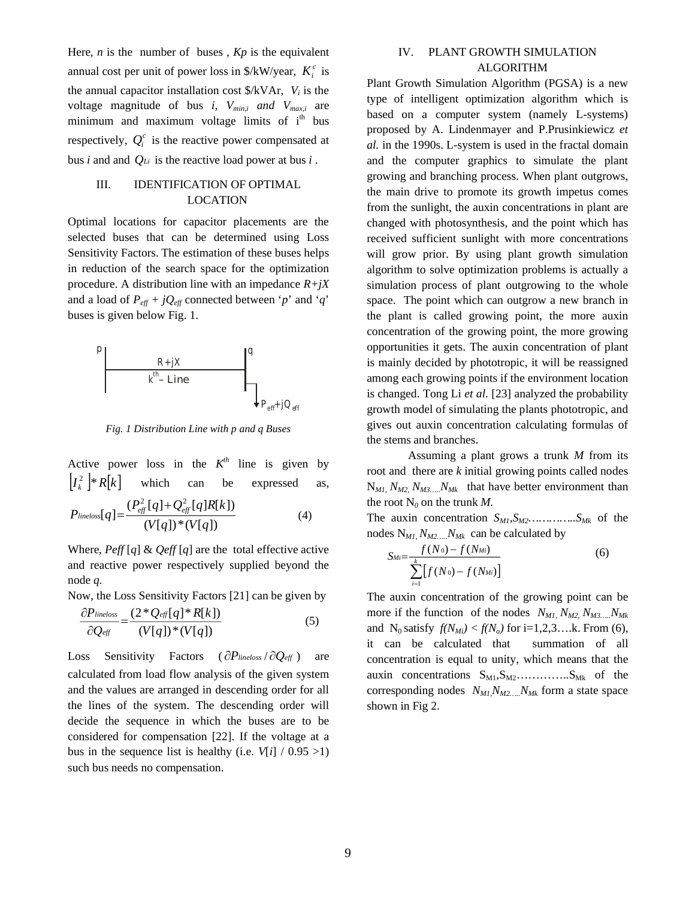Here, $n$ is the number of buses , $Kp$ is the equivalent annual cost per unit of power loss in \$/kW/year, $K_i^c$ is the annual capacitor installation cost \$/kVAr, $V_i$ is the voltage magnitude of bus $i$, $V_{min,i}$ and $V_{max,i}$ are minimum and maximum voltage limits of i[th] bus respectively, $Q_i^c$ is the reactive power compensated at bus $i$ and and $Q_{Li}$ is the reactive load power at bus $i$ .

## III. IDENTIFICATION OF OPTIMAL LOCATION

Optimal locations for capacitor placements are the selected buses that can be determined using Loss Sensitivity Factors. The estimation of these buses helps in reduction of the search space for the optimization procedure. A distribution line with an impedance $R+jX$ and a load of $P_{eff} + jQ_{eff}$ connected between '$p$' and '$q$' buses is given below Fig. 1.

*Fig. 1 Distribution Line with p and q Buses*

Active power loss in the $K^{th}$ line is given by $\left[I_k^2\right] * R[k]$ which can be expressed as,

$$P_{lineloss}[q] = \frac{(P_{eff}^2[q] + Q_{eff}^2[q]R[k])}{(V[q])*(V[q])} \tag{4}$$

Where, $Peff\,[q]$ & $Qeff\,[q]$ are the total effective active and reactive power respectively supplied beyond the node $q$.

Now, the Loss Sensitivity Factors [21] can be given by

$$\frac{\partial P_{lineloss}}{\partial Q_{eff}} = \frac{(2*Q_{eff}[q]*R[k])}{(V[q])*(V[q])} \tag{5}$$

Loss Sensitivity Factors ($\partial P_{lineloss} / \partial Q_{eff}$) are calculated from load flow analysis of the given system and the values are arranged in descending order for all the lines of the system. The descending order will decide the sequence in which the buses are to be considered for compensation [22]. If the voltage at a bus in the sequence list is healthy (i.e. $V[i]$ / 0.95 >1) such bus needs no compensation.

## IV. PLANT GROWTH SIMULATION ALGORITHM

Plant Growth Simulation Algorithm (PGSA) is a new type of intelligent optimization algorithm which is based on a computer system (namely L-systems) proposed by A. Lindenmayer and P.Prusinkiewicz *et al.* in the 1990s. L-system is used in the fractal domain and the computer graphics to simulate the plant growing and branching process. When plant outgrows, the main drive to promote its growth impetus comes from the sunlight, the auxin concentrations in plant are changed with photosynthesis, and the point which has received sufficient sunlight with more concentrations will grow prior. By using plant growth simulation algorithm to solve optimization problems is actually a simulation process of plant outgrowing to the whole space. The point which can outgrow a new branch in the plant is called growing point, the more auxin concentration of the growing point, the more growing opportunities it gets. The auxin concentration of plant is mainly decided by phototropic, it will be reassigned among each growing points if the environment location is changed. Tong Li *et al.* [23] analyzed the probability growth model of simulating the plants phototropic, and gives out auxin concentration calculating formulas of the stems and branches.

Assuming a plant grows a trunk $M$ from its root and there are $k$ initial growing points called nodes $N_{M1}, N_{M2}, N_{M3.....}N_{Mk}$ that have better environment than the root $N_0$ on the trunk $M$.

The auxin concentration $S_{M1}, S_{M2}$…………..$S_{Mk}$ of the nodes $N_{M1}, N_{M2.....}N_{Mk}$ can be calculated by

$$S_{Mi} = \frac{f(N_0) - f(N_{Mi})}{\sum_{i=1}^{k}\left[f(N_0) - f(N_{Mi})\right]} \tag{6}$$

The auxin concentration of the growing point can be more if the function of the nodes $N_{M1}, N_{M2}, N_{M3.....}N_{Mk}$ and $N_0$ satisfy $f(N_{Mi}) < f(N_o)$ for i=1,2,3….k. From (6), it can be calculated that summation of all concentration is equal to unity, which means that the auxin concentrations $S_{M1}, S_{M2}$…………..$S_{Mk}$ of the corresponding nodes $N_{M1}, N_{M2.....}N_{Mk}$ form a state space shown in Fig 2.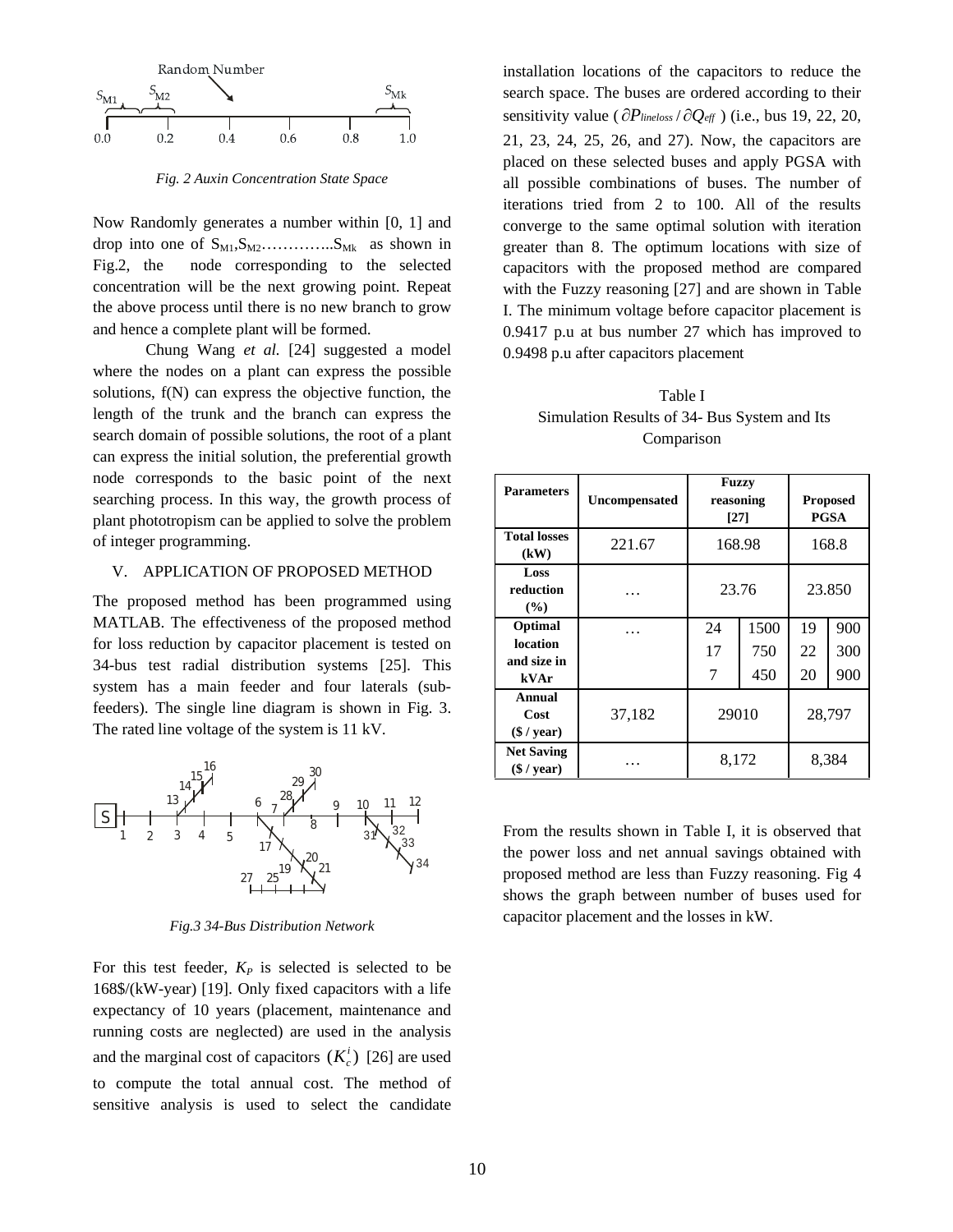Fig. 2 Auxin Concentration State Space

Now Randomly generates a number within [0, 1] and drop into one of $S_{M1}, S_{M2}$…………..$S_{Mk}$ as shown in Fig.2, the node corresponding to the selected concentration will be the next growing point. Repeat the above process until there is no new branch to grow and hence a complete plant will be formed.

Chung Wang *et al.* [24] suggested a model where the nodes on a plant can express the possible solutions, f(N) can express the objective function, the length of the trunk and the branch can express the search domain of possible solutions, the root of a plant can express the initial solution, the preferential growth node corresponds to the basic point of the next searching process. In this way, the growth process of plant phototropism can be applied to solve the problem of integer programming.

## V. APPLICATION OF PROPOSED METHOD

The proposed method has been programmed using MATLAB. The effectiveness of the proposed method for loss reduction by capacitor placement is tested on 34-bus test radial distribution systems [25]. This system has a main feeder and four laterals (sub-feeders). The single line diagram is shown in Fig. 3. The rated line voltage of the system is 11 kV.

Fig.3 34-Bus Distribution Network

For this test feeder, $K_P$ is selected is selected to be 168\$/(kW-year) [19]. Only fixed capacitors with a life expectancy of 10 years (placement, maintenance and running costs are neglected) are used in the analysis and the marginal cost of capacitors $(K_c^i)$ [26] are used to compute the total annual cost. The method of sensitive analysis is used to select the candidate installation locations of the capacitors to reduce the search space. The buses are ordered according to their sensitivity value ( $\partial P_{lineloss} / \partial Q_{eff}$ ) (i.e., bus 19, 22, 20, 21, 23, 24, 25, 26, and 27). Now, the capacitors are placed on these selected buses and apply PGSA with all possible combinations of buses. The number of iterations tried from 2 to 100. All of the results converge to the same optimal solution with iteration greater than 8. The optimum locations with size of capacitors with the proposed method are compared with the Fuzzy reasoning [27] and are shown in Table I. The minimum voltage before capacitor placement is 0.9417 p.u at bus number 27 which has improved to 0.9498 p.u after capacitors placement

Table I
Simulation Results of 34- Bus System and Its Comparison

| Parameters | Uncompensated | Fuzzy reasoning [27] | | Proposed PGSA | |
|---|---|---|---|---|---|
| Total losses (kW) | 221.67 | 168.98 | | 168.8 | |
| Loss reduction (%) | … | 23.76 | | 23.850 | |
| Optimal location and size in kVAr | … | 24<br>17<br>7 | 1500<br>750<br>450 | 19<br>22<br>20 | 900<br>300<br>900 |
| Annual Cost ($ / year) | 37,182 | 29010 | | 28,797 | |
| Net Saving ($ / year) | … | 8,172 | | 8,384 | |

From the results shown in Table I, it is observed that the power loss and net annual savings obtained with proposed method are less than Fuzzy reasoning. Fig 4 shows the graph between number of buses used for capacitor placement and the losses in kW.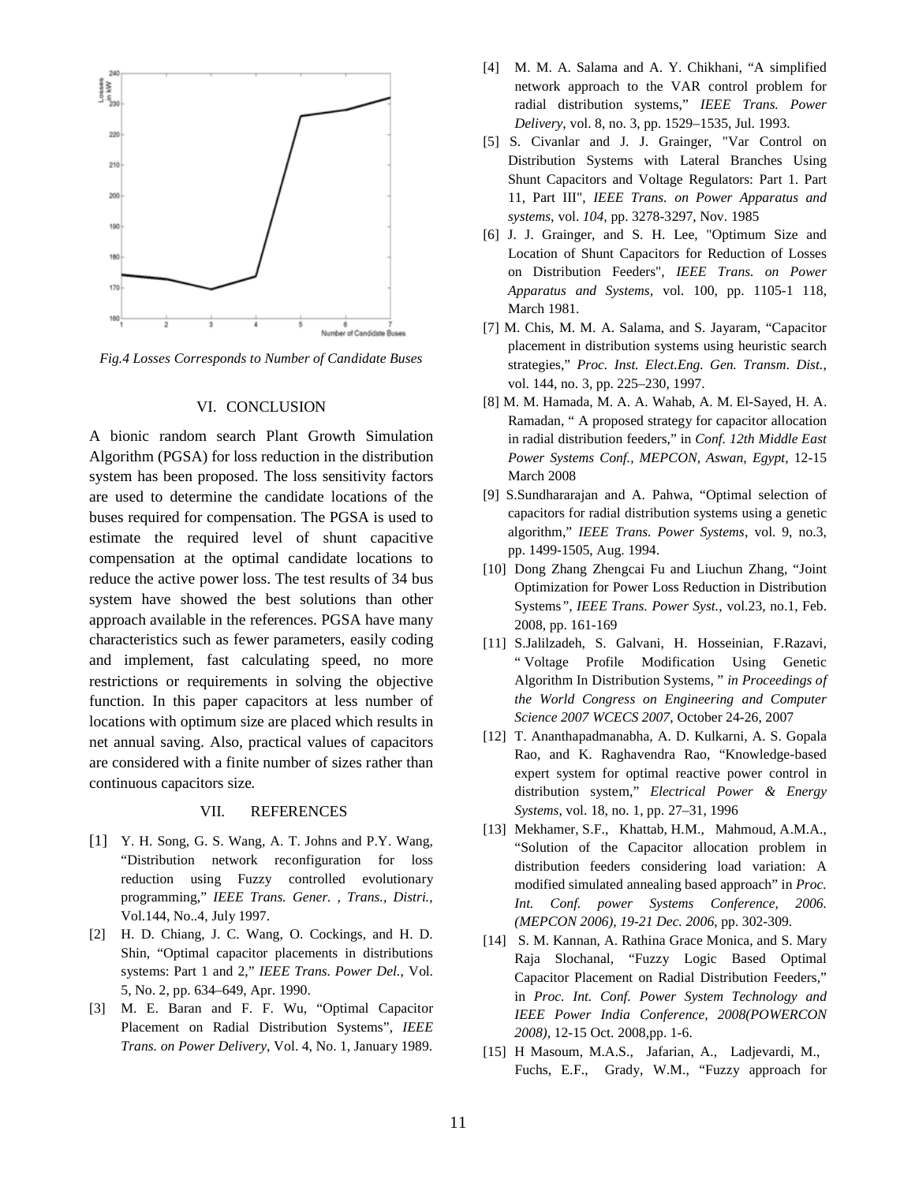Fig.4 Losses Corresponds to Number of Candidate Buses

## VI. CONCLUSION

A bionic random search Plant Growth Simulation Algorithm (PGSA) for loss reduction in the distribution system has been proposed. The loss sensitivity factors are used to determine the candidate locations of the buses required for compensation. The PGSA is used to estimate the required level of shunt capacitive compensation at the optimal candidate locations to reduce the active power loss. The test results of 34 bus system have showed the best solutions than other approach available in the references. PGSA have many characteristics such as fewer parameters, easily coding and implement, fast calculating speed, no more restrictions or requirements in solving the objective function. In this paper capacitors at less number of locations with optimum size are placed which results in net annual saving. Also, practical values of capacitors are considered with a finite number of sizes rather than continuous capacitors size.

## VII. REFERENCES

[1] Y. H. Song, G. S. Wang, A. T. Johns and P.Y. Wang, "Distribution network reconfiguration for loss reduction using Fuzzy controlled evolutionary programming," *IEEE Trans. Gener. , Trans., Distri.*, Vol.144, No..4, July 1997.

[2] H. D. Chiang, J. C. Wang, O. Cockings, and H. D. Shin, "Optimal capacitor placements in distributions systems: Part 1 and 2," *IEEE Trans. Power Del.*, Vol. 5, No. 2, pp. 634–649, Apr. 1990.

[3] M. E. Baran and F. F. Wu, "Optimal Capacitor Placement on Radial Distribution Systems", *IEEE Trans. on Power Delivery*, Vol. 4, No. 1, January 1989.

[4] M. M. A. Salama and A. Y. Chikhani, "A simplified network approach to the VAR control problem for radial distribution systems," *IEEE Trans. Power Delivery*, vol. 8, no. 3, pp. 1529–1535, Jul. 1993.

[5] S. Civanlar and J. J. Grainger, "Var Control on Distribution Systems with Lateral Branches Using Shunt Capacitors and Voltage Regulators: Part 1. Part 11, Part III", *IEEE Trans. on Power Apparatus and systems*, vol. *104*, pp. 3278-3297, Nov. 1985

[6] J. J. Grainger, and S. H. Lee, "Optimum Size and Location of Shunt Capacitors for Reduction of Losses on Distribution Feeders", *IEEE Trans. on Power Apparatus and Systems*, vol. 100, pp. 1105-1 118, March 1981.

[7] M. Chis, M. M. A. Salama, and S. Jayaram, "Capacitor placement in distribution systems using heuristic search strategies," *Proc. Inst. Elect.Eng. Gen. Transm. Dist.*, vol. 144, no. 3, pp. 225–230, 1997.

[8] M. M. Hamada, M. A. A. Wahab, A. M. El-Sayed, H. A. Ramadan, " A proposed strategy for capacitor allocation in radial distribution feeders," in *Conf. 12th Middle East Power Systems Conf., MEPCON, Aswan, Egypt,* 12-15 March 2008

[9] S.Sundhararajan and A. Pahwa, "Optimal selection of capacitors for radial distribution systems using a genetic algorithm," *IEEE Trans. Power Systems*, vol. 9, no.3, pp. 1499-1505, Aug. 1994.

[10] Dong Zhang Zhengcai Fu and Liuchun Zhang, "Joint Optimization for Power Loss Reduction in Distribution Systems*", IEEE Trans. Power Syst.*, vol.23, no.1, Feb. 2008, pp. 161-169

[11] S.Jalilzadeh, S. Galvani, H. Hosseinian, F.Razavi, " Voltage Profile Modification Using Genetic Algorithm In Distribution Systems, " *in Proceedings of the World Congress on Engineering and Computer Science 2007 WCECS 2007*, October 24-26, 2007

[12] T. Ananthapadmanabha, A. D. Kulkarni, A. S. Gopala Rao, and K. Raghavendra Rao, "Knowledge-based expert system for optimal reactive power control in distribution system," *Electrical Power & Energy Systems*, vol. 18, no. 1, pp. 27–31, 1996

[13] Mekhamer, S.F., Khattab, H.M., Mahmoud, A.M.A., "Solution of the Capacitor allocation problem in distribution feeders considering load variation: A modified simulated annealing based approach" in *Proc. Int. Conf. power Systems Conference, 2006. (MEPCON 2006), 19-21 Dec. 2006*, pp. 302-309.

[14] S. M. Kannan, A. Rathina Grace Monica, and S. Mary Raja Slochanal, "Fuzzy Logic Based Optimal Capacitor Placement on Radial Distribution Feeders," in *Proc. Int. Conf. Power System Technology and IEEE Power India Conference, 2008(POWERCON 2008)*, 12-15 Oct. 2008,pp. 1-6.

[15] H Masoum, M.A.S., Jafarian, A., Ladjevardi, M., Fuchs, E.F., Grady, W.M., "Fuzzy approach for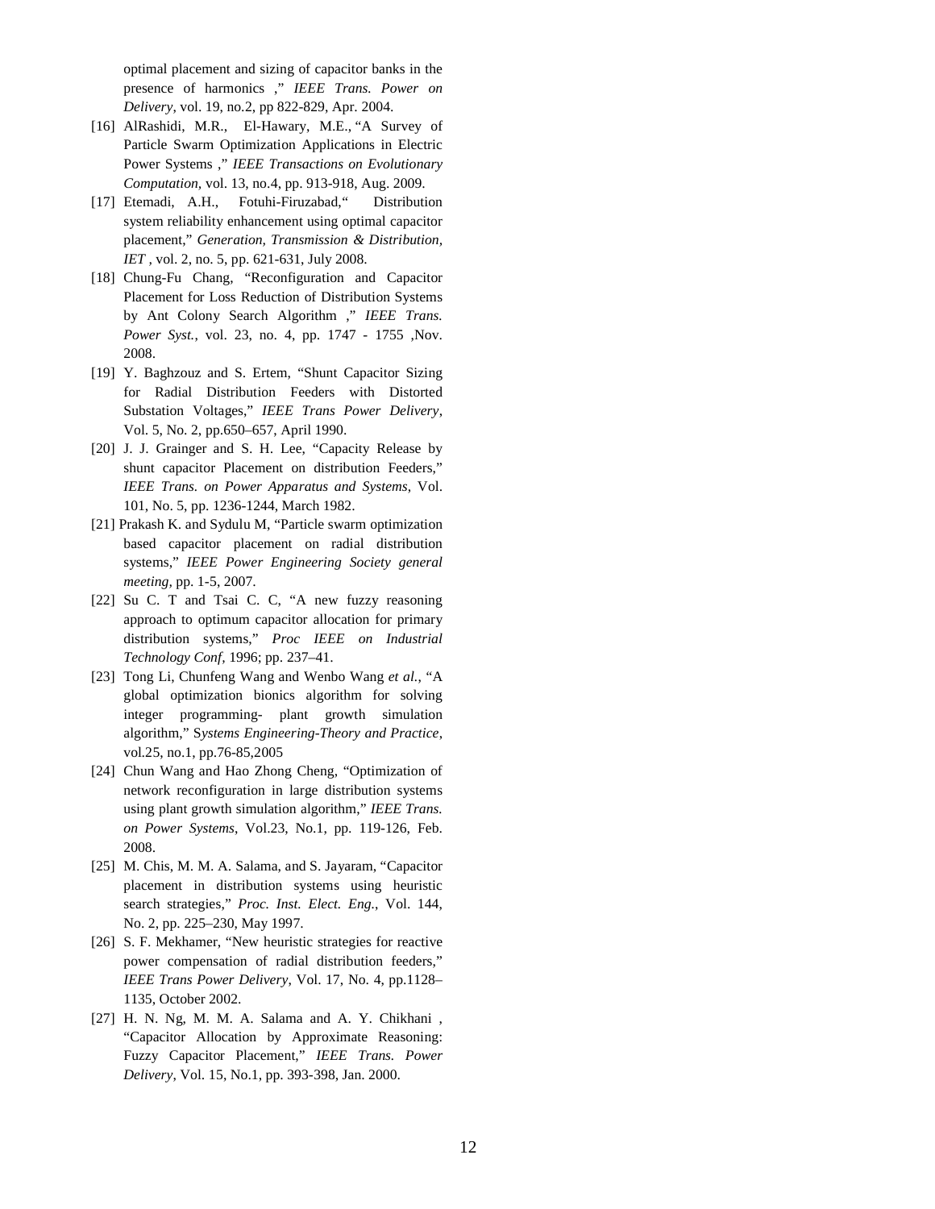optimal placement and sizing of capacitor banks in the presence of harmonics ," *IEEE Trans. Power on Delivery*, vol. 19, no.2, pp 822-829, Apr. 2004.

[16] AlRashidi, M.R., El-Hawary, M.E., "A Survey of Particle Swarm Optimization Applications in Electric Power Systems ," *IEEE Transactions on Evolutionary Computation*, vol. 13, no.4, pp. 913-918, Aug. 2009.

[17] Etemadi, A.H., Fotuhi-Firuzabad," Distribution system reliability enhancement using optimal capacitor placement," *Generation, Transmission & Distribution, IET* , vol. 2, no. 5, pp. 621-631, July 2008.

[18] Chung-Fu Chang, "Reconfiguration and Capacitor Placement for Loss Reduction of Distribution Systems by Ant Colony Search Algorithm ," *IEEE Trans. Power Syst.*, vol. 23, no. 4, pp. 1747 - 1755 ,Nov. 2008.

[19] Y. Baghzouz and S. Ertem, "Shunt Capacitor Sizing for Radial Distribution Feeders with Distorted Substation Voltages," *IEEE Trans Power Delivery*, Vol. 5, No. 2, pp.650–657, April 1990.

[20] J. J. Grainger and S. H. Lee, "Capacity Release by shunt capacitor Placement on distribution Feeders," *IEEE Trans. on Power Apparatus and Systems*, Vol. 101, No. 5, pp. 1236-1244, March 1982.

[21] Prakash K. and Sydulu M, "Particle swarm optimization based capacitor placement on radial distribution systems," *IEEE Power Engineering Society general meeting*, pp. 1-5, 2007.

[22] Su C. T and Tsai C. C, "A new fuzzy reasoning approach to optimum capacitor allocation for primary distribution systems," *Proc IEEE on Industrial Technology Conf*, 1996; pp. 237–41.

[23] Tong Li, Chunfeng Wang and Wenbo Wang *et al.*, "A global optimization bionics algorithm for solving integer programming- plant growth simulation algorithm," *Systems Engineering-Theory and Practice*, vol.25, no.1, pp.76-85,2005

[24] Chun Wang and Hao Zhong Cheng, "Optimization of network reconfiguration in large distribution systems using plant growth simulation algorithm," *IEEE Trans. on Power Systems*, Vol.23, No.1, pp. 119-126, Feb. 2008.

[25] M. Chis, M. M. A. Salama, and S. Jayaram, "Capacitor placement in distribution systems using heuristic search strategies," *Proc. Inst. Elect. Eng.*, Vol. 144, No. 2, pp. 225–230, May 1997.

[26] S. F. Mekhamer, "New heuristic strategies for reactive power compensation of radial distribution feeders," *IEEE Trans Power Delivery*, Vol. 17, No. 4, pp.1128–1135, October 2002.

[27] H. N. Ng, M. M. A. Salama and A. Y. Chikhani , "Capacitor Allocation by Approximate Reasoning: Fuzzy Capacitor Placement," *IEEE Trans. Power Delivery*, Vol. 15, No.1, pp. 393-398, Jan. 2000.